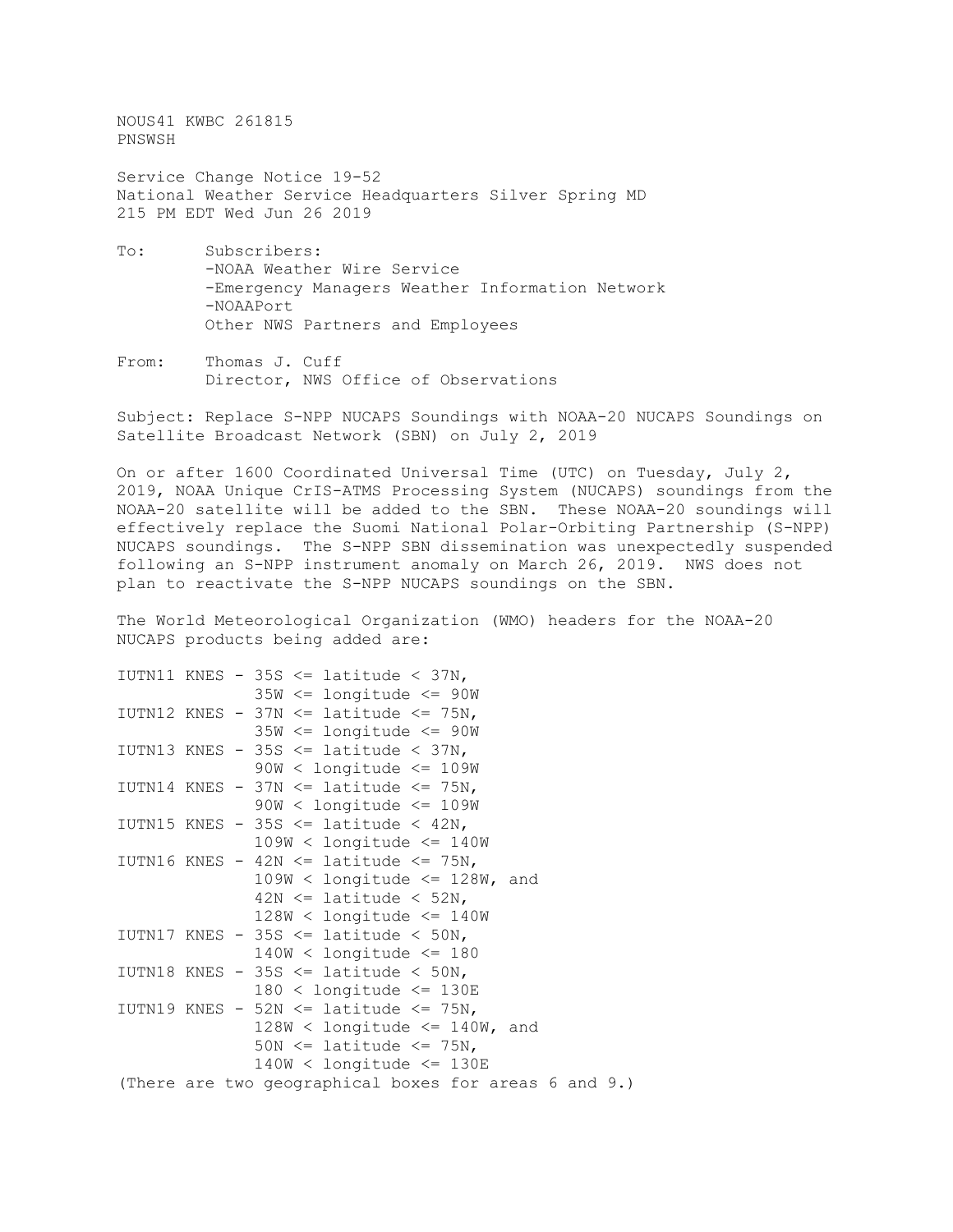NOUS41 KWBC 261815
PNSWSH

Service Change Notice 19-52
National Weather Service Headquarters Silver Spring MD
215 PM EDT Wed Jun 26 2019

To: Subscribers:
-NOAA Weather Wire Service
-Emergency Managers Weather Information Network
-NOAAPort
Other NWS Partners and Employees

From: Thomas J. Cuff
Director, NWS Office of Observations

Subject: Replace S-NPP NUCAPS Soundings with NOAA-20 NUCAPS Soundings on Satellite Broadcast Network (SBN) on July 2, 2019

On or after 1600 Coordinated Universal Time (UTC) on Tuesday, July 2, 2019, NOAA Unique CrIS-ATMS Processing System (NUCAPS) soundings from the NOAA-20 satellite will be added to the SBN. These NOAA-20 soundings will effectively replace the Suomi National Polar-Orbiting Partnership (S-NPP) NUCAPS soundings. The S-NPP SBN dissemination was unexpectedly suspended following an S-NPP instrument anomaly on March 26, 2019. NWS does not plan to reactivate the S-NPP NUCAPS soundings on the SBN.

The World Meteorological Organization (WMO) headers for the NOAA-20 NUCAPS products being added are:

```
IUTN11 KNES - 35S <= latitude < 37N,
              35W <= longitude <= 90W
IUTN12 KNES - 37N <= latitude <= 75N,
              35W <= longitude <= 90W
IUTN13 KNES - 35S <= latitude < 37N,
              90W < longitude <= 109W
IUTN14 KNES - 37N <= latitude <= 75N,
              90W < longitude <= 109W
IUTN15 KNES - 35S <= latitude < 42N,
              109W < longitude <= 140W
IUTN16 KNES - 42N <= latitude <= 75N,
              109W < longitude <= 128W, and
              42N <= latitude < 52N,
              128W < longitude <= 140W
IUTN17 KNES - 35S <= latitude < 50N,
              140W < longitude <= 180
IUTN18 KNES - 35S <= latitude < 50N,
              180 < longitude <= 130E
IUTN19 KNES - 52N <= latitude <= 75N,
              128W < longitude <= 140W, and
              50N <= latitude <= 75N,
              140W < longitude <= 130E
```

(There are two geographical boxes for areas 6 and 9.)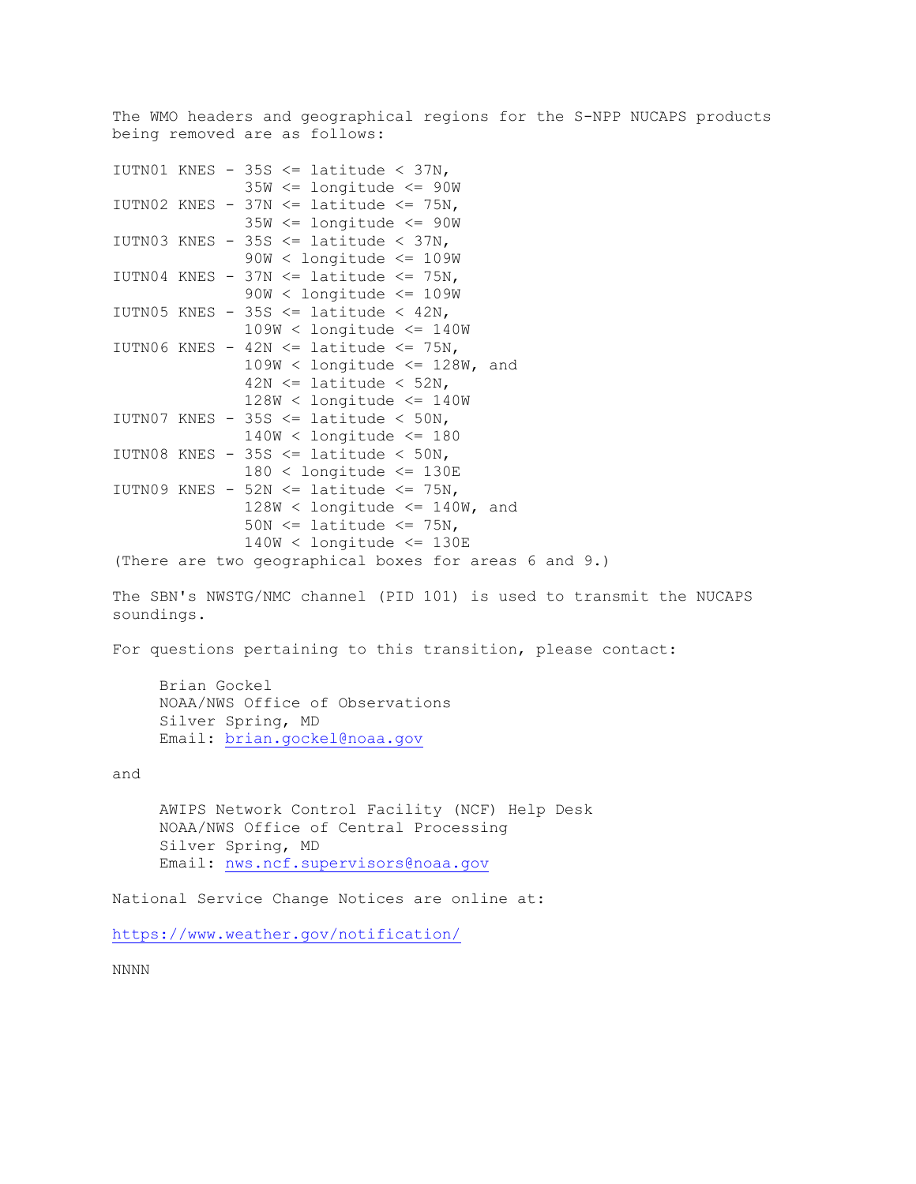The WMO headers and geographical regions for the S-NPP NUCAPS products being removed are as follows:

```
IUTN01 KNES - 35S <= latitude < 37N,
              35W <= longitude <= 90W
IUTN02 KNES - 37N <= latitude <= 75N,
              35W <= longitude <= 90W
IUTN03 KNES - 35S <= latitude < 37N,
              90W < longitude <= 109W
IUTN04 KNES - 37N <= latitude <= 75N,
              90W < longitude <= 109W
IUTN05 KNES - 35S <= latitude < 42N,
              109W < longitude <= 140W
IUTN06 KNES - 42N <= latitude <= 75N,
              109W < longitude <= 128W, and
              42N <= latitude < 52N,
              128W < longitude <= 140W
IUTN07 KNES - 35S <= latitude < 50N,
              140W < longitude <= 180
IUTN08 KNES - 35S <= latitude < 50N,
              180 < longitude <= 130E
IUTN09 KNES - 52N <= latitude <= 75N,
              128W < longitude <= 140W, and
              50N <= latitude <= 75N,
              140W < longitude <= 130E
```

(There are two geographical boxes for areas 6 and 9.)

The SBN's NWSTG/NMC channel (PID 101) is used to transmit the NUCAPS soundings.

For questions pertaining to this transition, please contact:

Brian Gockel
NOAA/NWS Office of Observations
Silver Spring, MD
Email: brian.gockel@noaa.gov

and

AWIPS Network Control Facility (NCF) Help Desk
NOAA/NWS Office of Central Processing
Silver Spring, MD
Email: nws.ncf.supervisors@noaa.gov

National Service Change Notices are online at:

https://www.weather.gov/notification/

NNNN